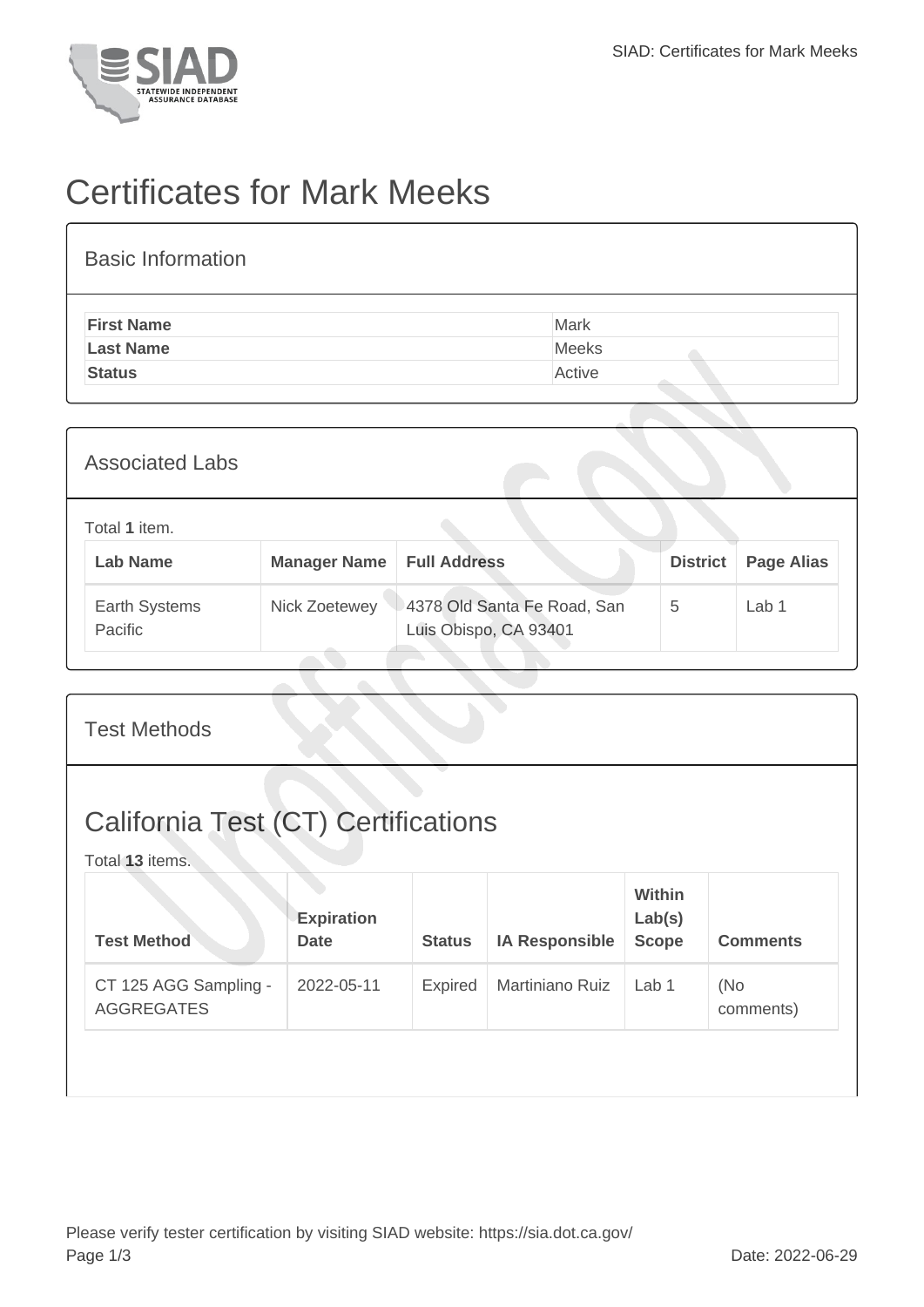# Certificates for Mark Meeks

## Basic Information

| | |
|---|---|
| **First Name** | Mark |
| **Last Name** | Meeks |
| **Status** | Active |

## Associated Labs

Total **1** item.

| Lab Name | Manager Name | Full Address | District | Page Alias |
|---|---|---|---|---|
| Earth Systems Pacific | Nick Zoetewey | 4378 Old Santa Fe Road, San Luis Obispo, CA 93401 | 5 | Lab 1 |

## Test Methods

## California Test (CT) Certifications

Total **13** items.

| Test Method | Expiration Date | Status | IA Responsible | Within Lab(s) Scope | Comments |
|---|---|---|---|---|---|
| CT 125 AGG Sampling - AGGREGATES | 2022-05-11 | Expired | Martiniano Ruiz | Lab 1 | (No comments) |

Please verify tester certification by visiting SIAD website: https://sia.dot.ca.gov/

Date: 2022-06-29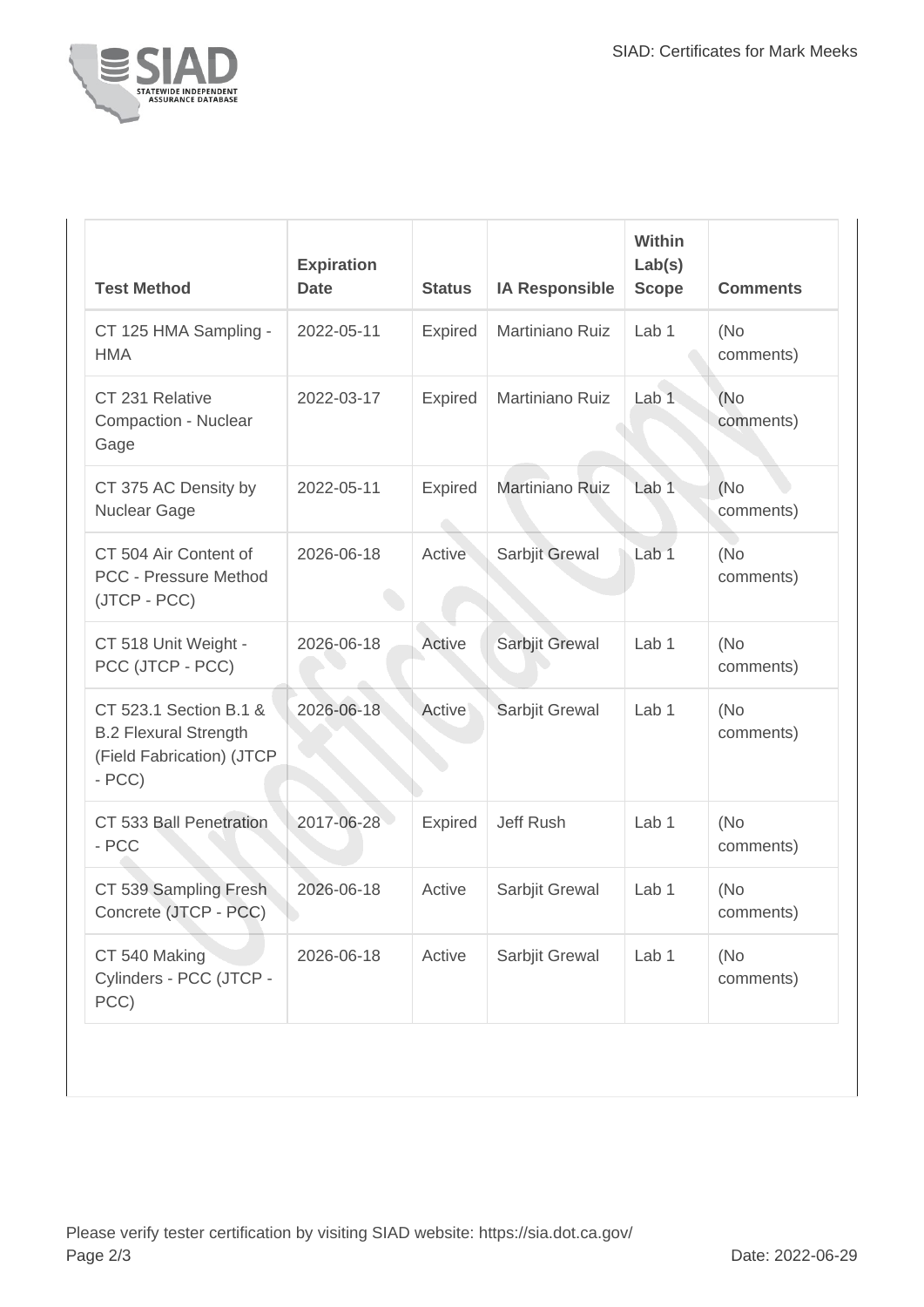| Test Method | Expiration Date | Status | IA Responsible | Within Lab(s) Scope | Comments |
|---|---|---|---|---|---|
| CT 125 HMA Sampling - HMA | 2022-05-11 | Expired | Martiniano Ruiz | Lab 1 | (No comments) |
| CT 231 Relative Compaction - Nuclear Gage | 2022-03-17 | Expired | Martiniano Ruiz | Lab 1 | (No comments) |
| CT 375 AC Density by Nuclear Gage | 2022-05-11 | Expired | Martiniano Ruiz | Lab 1 | (No comments) |
| CT 504 Air Content of PCC - Pressure Method (JTCP - PCC) | 2026-06-18 | Active | Sarbjit Grewal | Lab 1 | (No comments) |
| CT 518 Unit Weight - PCC (JTCP - PCC) | 2026-06-18 | Active | Sarbjit Grewal | Lab 1 | (No comments) |
| CT 523.1 Section B.1 & B.2 Flexural Strength (Field Fabrication) (JTCP - PCC) | 2026-06-18 | Active | Sarbjit Grewal | Lab 1 | (No comments) |
| CT 533 Ball Penetration - PCC | 2017-06-28 | Expired | Jeff Rush | Lab 1 | (No comments) |
| CT 539 Sampling Fresh Concrete (JTCP - PCC) | 2026-06-18 | Active | Sarbjit Grewal | Lab 1 | (No comments) |
| CT 540 Making Cylinders - PCC (JTCP - PCC) | 2026-06-18 | Active | Sarbjit Grewal | Lab 1 | (No comments) |

Please verify tester certification by visiting SIAD website: https://sia.dot.ca.gov/

Date: 2022-06-29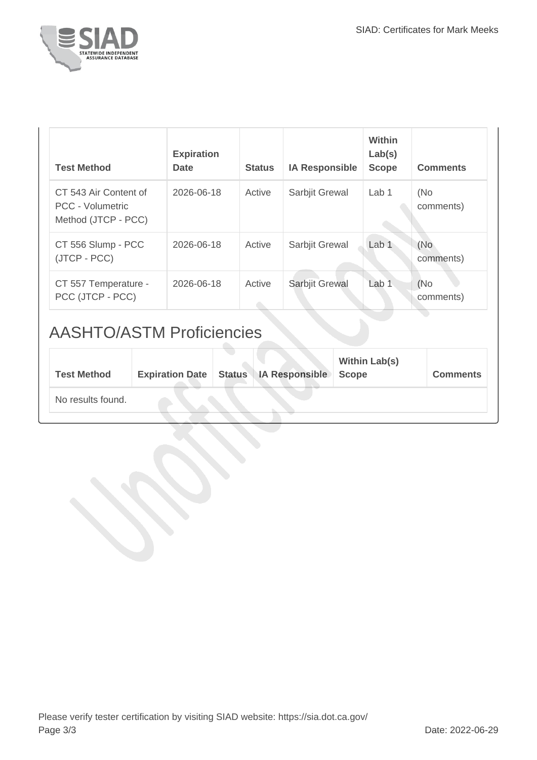| Test Method | Expiration Date | Status | IA Responsible | Within Lab(s) Scope | Comments |
| --- | --- | --- | --- | --- | --- |
| CT 543 Air Content of PCC - Volumetric Method (JTCP - PCC) | 2026-06-18 | Active | Sarbjit Grewal | Lab 1 | (No comments) |
| CT 556 Slump - PCC (JTCP - PCC) | 2026-06-18 | Active | Sarbjit Grewal | Lab 1 | (No comments) |
| CT 557 Temperature - PCC (JTCP - PCC) | 2026-06-18 | Active | Sarbjit Grewal | Lab 1 | (No comments) |

## AASHTO/ASTM Proficiencies

| Test Method | Expiration Date | Status | IA Responsible | Within Lab(s) Scope | Comments |
| --- | --- | --- | --- | --- | --- |
| No results found. | | | | | |

Please verify tester certification by visiting SIAD website: https://sia.dot.ca.gov/

Date: 2022-06-29